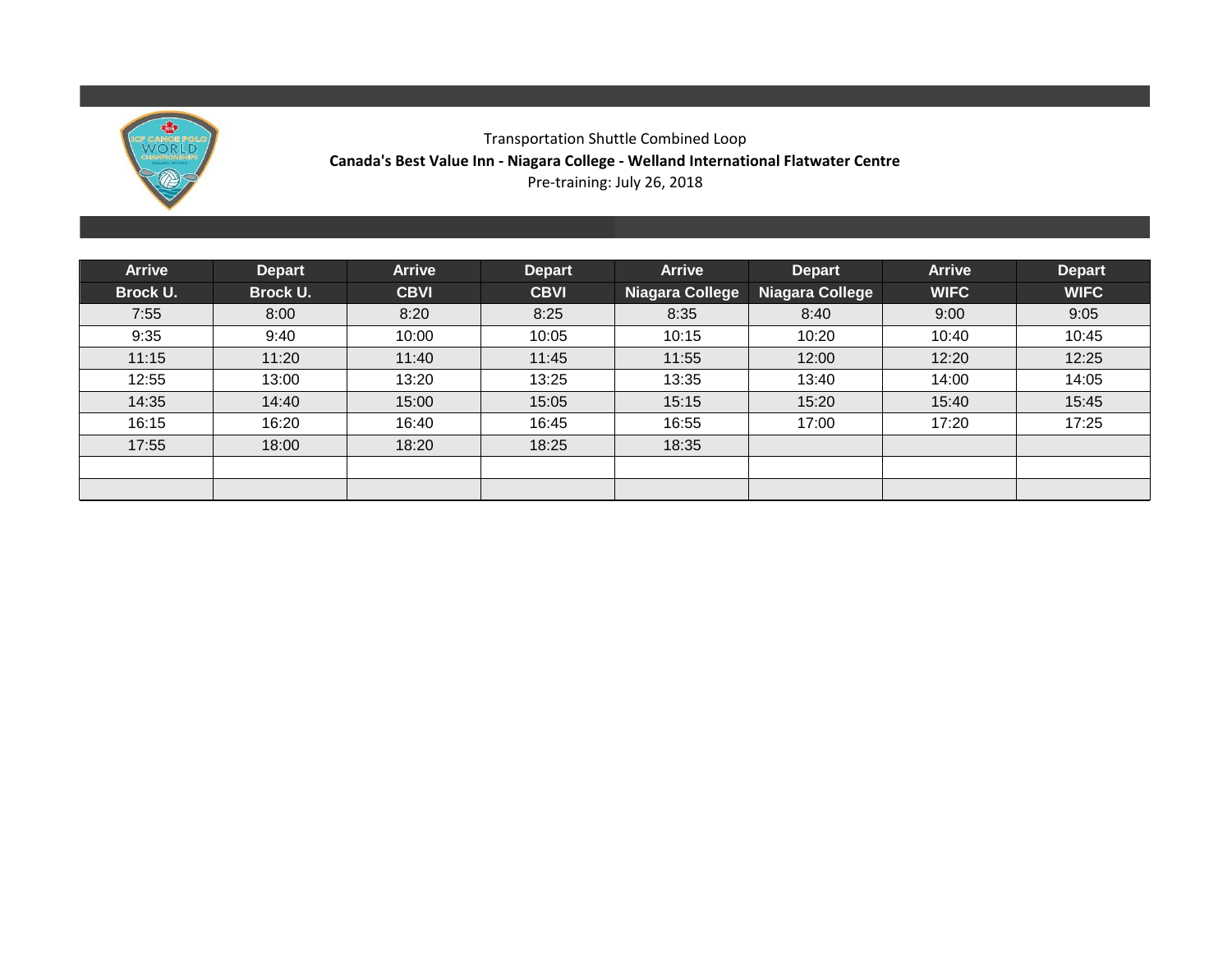Transportation Shuttle Combined Loop

**Canada's Best Value Inn - Niagara College - Welland International Flatwater Centre**

Pre-training: July 26, 2018

| Arrive Brock U. | Depart Brock U. | Arrive CBVI | Depart CBVI | Arrive Niagara College | Depart Niagara College | Arrive WIFC | Depart WIFC |
|---|---|---|---|---|---|---|---|
| 7:55 | 8:00 | 8:20 | 8:25 | 8:35 | 8:40 | 9:00 | 9:05 |
| 9:35 | 9:40 | 10:00 | 10:05 | 10:15 | 10:20 | 10:40 | 10:45 |
| 11:15 | 11:20 | 11:40 | 11:45 | 11:55 | 12:00 | 12:20 | 12:25 |
| 12:55 | 13:00 | 13:20 | 13:25 | 13:35 | 13:40 | 14:00 | 14:05 |
| 14:35 | 14:40 | 15:00 | 15:05 | 15:15 | 15:20 | 15:40 | 15:45 |
| 16:15 | 16:20 | 16:40 | 16:45 | 16:55 | 17:00 | 17:20 | 17:25 |
| 17:55 | 18:00 | 18:20 | 18:25 | 18:35 | | | |
| | | | | | | | |
| | | | | | | | |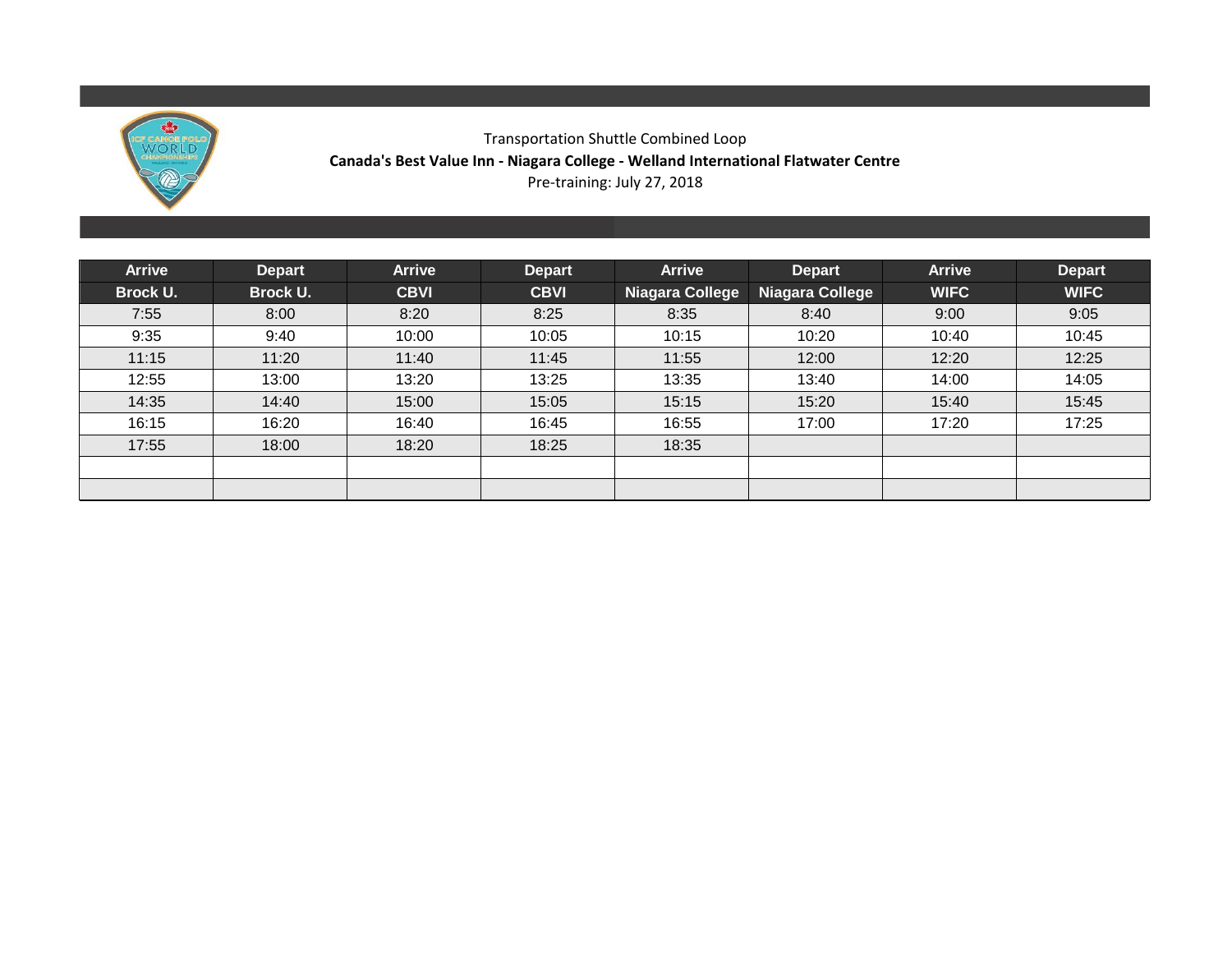Transportation Shuttle Combined Loop

**Canada's Best Value Inn - Niagara College - Welland International Flatwater Centre**

Pre-training: July 27, 2018

| Arrive | Depart | Arrive | Depart | Arrive | Depart | Arrive | Depart |
|---|---|---|---|---|---|---|---|
| **Brock U.** | **Brock U.** | **CBVI** | **CBVI** | **Niagara College** | **Niagara College** | **WIFC** | **WIFC** |
| 7:55 | 8:00 | 8:20 | 8:25 | 8:35 | 8:40 | 9:00 | 9:05 |
| 9:35 | 9:40 | 10:00 | 10:05 | 10:15 | 10:20 | 10:40 | 10:45 |
| 11:15 | 11:20 | 11:40 | 11:45 | 11:55 | 12:00 | 12:20 | 12:25 |
| 12:55 | 13:00 | 13:20 | 13:25 | 13:35 | 13:40 | 14:00 | 14:05 |
| 14:35 | 14:40 | 15:00 | 15:05 | 15:15 | 15:20 | 15:40 | 15:45 |
| 16:15 | 16:20 | 16:40 | 16:45 | 16:55 | 17:00 | 17:20 | 17:25 |
| 17:55 | 18:00 | 18:20 | 18:25 | 18:35 | | | |
| | | | | | | | |
| | | | | | | | |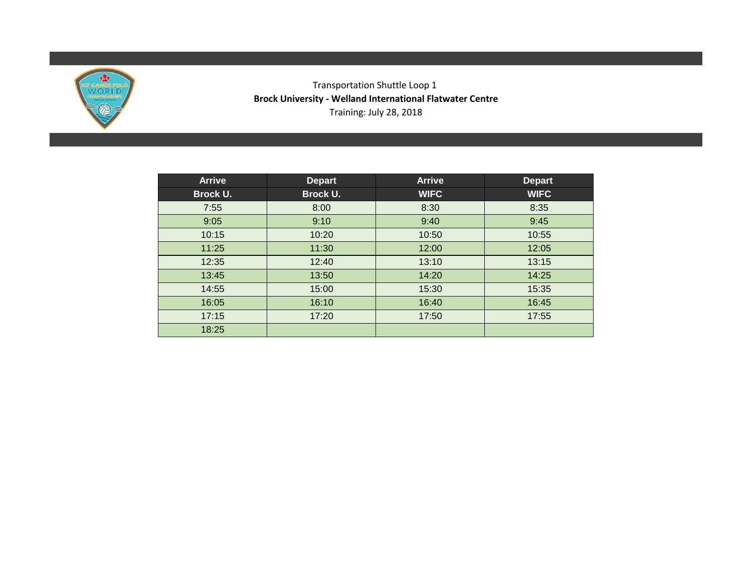Transportation Shuttle Loop 1

**Brock University - Welland International Flatwater Centre**

Training: July 28, 2018

| Arrive | Depart | Arrive | Depart |
|---|---|---|---|
| Brock U. | Brock U. | WIFC | WIFC |
| 7:55 | 8:00 | 8:30 | 8:35 |
| 9:05 | 9:10 | 9:40 | 9:45 |
| 10:15 | 10:20 | 10:50 | 10:55 |
| 11:25 | 11:30 | 12:00 | 12:05 |
| 12:35 | 12:40 | 13:10 | 13:15 |
| 13:45 | 13:50 | 14:20 | 14:25 |
| 14:55 | 15:00 | 15:30 | 15:35 |
| 16:05 | 16:10 | 16:40 | 16:45 |
| 17:15 | 17:20 | 17:50 | 17:55 |
| 18:25 | | | |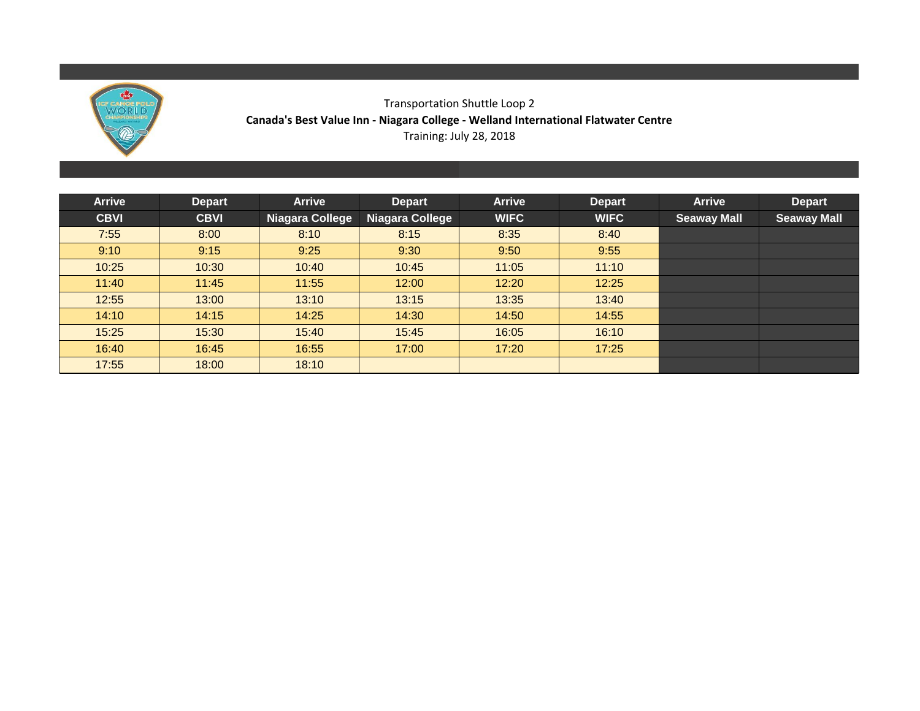Transportation Shuttle Loop 2

**Canada's Best Value Inn - Niagara College - Welland International Flatwater Centre**

Training: July 28, 2018

| Arrive | Depart | Arrive | Depart | Arrive | Depart | Arrive | Depart |
|---|---|---|---|---|---|---|---|
| CBVI | CBVI | Niagara College | Niagara College | WIFC | WIFC | Seaway Mall | Seaway Mall |
| 7:55 | 8:00 | 8:10 | 8:15 | 8:35 | 8:40 | | |
| 9:10 | 9:15 | 9:25 | 9:30 | 9:50 | 9:55 | | |
| 10:25 | 10:30 | 10:40 | 10:45 | 11:05 | 11:10 | | |
| 11:40 | 11:45 | 11:55 | 12:00 | 12:20 | 12:25 | | |
| 12:55 | 13:00 | 13:10 | 13:15 | 13:35 | 13:40 | | |
| 14:10 | 14:15 | 14:25 | 14:30 | 14:50 | 14:55 | | |
| 15:25 | 15:30 | 15:40 | 15:45 | 16:05 | 16:10 | | |
| 16:40 | 16:45 | 16:55 | 17:00 | 17:20 | 17:25 | | |
| 17:55 | 18:00 | 18:10 | | | | | |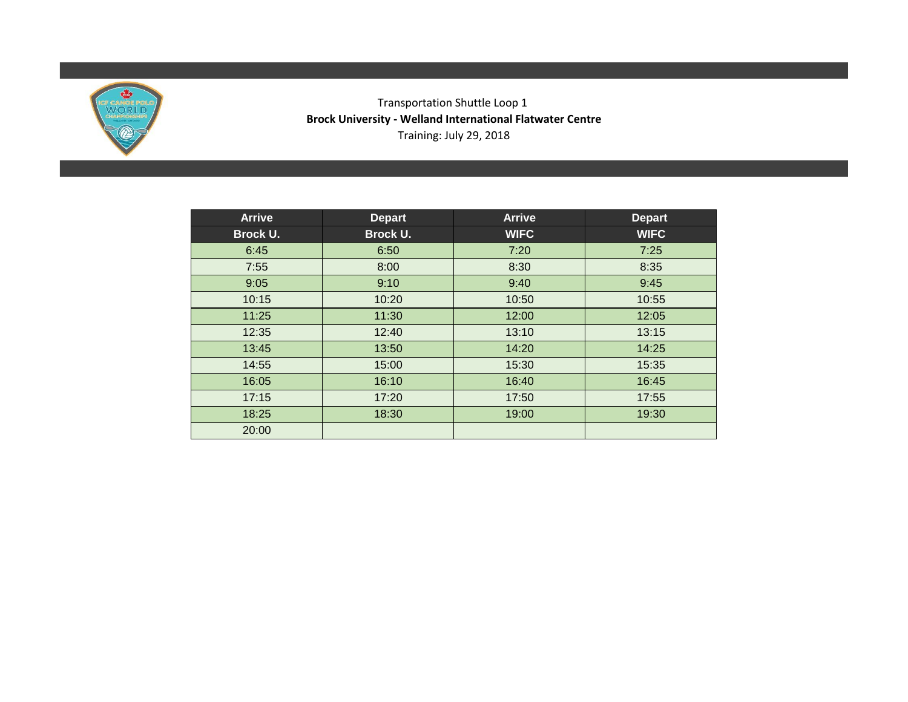Transportation Shuttle Loop 1

**Brock University - Welland International Flatwater Centre**

Training: July 29, 2018

| Arrive | Depart | Arrive | Depart |
|---|---|---|---|
| Brock U. | Brock U. | WIFC | WIFC |
| 6:45 | 6:50 | 7:20 | 7:25 |
| 7:55 | 8:00 | 8:30 | 8:35 |
| 9:05 | 9:10 | 9:40 | 9:45 |
| 10:15 | 10:20 | 10:50 | 10:55 |
| 11:25 | 11:30 | 12:00 | 12:05 |
| 12:35 | 12:40 | 13:10 | 13:15 |
| 13:45 | 13:50 | 14:20 | 14:25 |
| 14:55 | 15:00 | 15:30 | 15:35 |
| 16:05 | 16:10 | 16:40 | 16:45 |
| 17:15 | 17:20 | 17:50 | 17:55 |
| 18:25 | 18:30 | 19:00 | 19:30 |
| 20:00 | | | |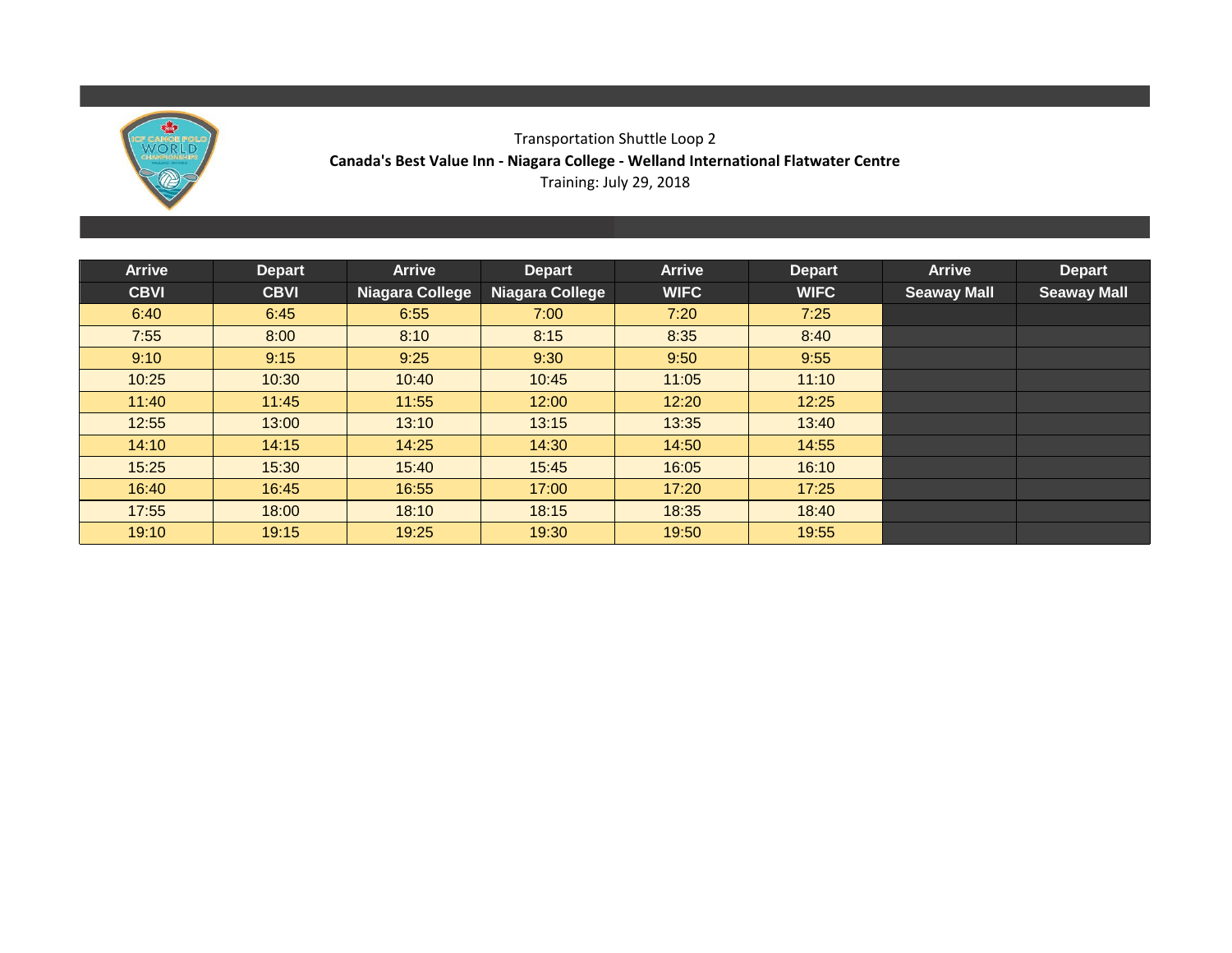Transportation Shuttle Loop 2

**Canada's Best Value Inn - Niagara College - Welland International Flatwater Centre**

Training: July 29, 2018

| Arrive CBVI | Depart CBVI | Arrive Niagara College | Depart Niagara College | Arrive WIFC | Depart WIFC | Arrive Seaway Mall | Depart Seaway Mall |
|---|---|---|---|---|---|---|---|
| 6:40 | 6:45 | 6:55 | 7:00 | 7:20 | 7:25 | | |
| 7:55 | 8:00 | 8:10 | 8:15 | 8:35 | 8:40 | | |
| 9:10 | 9:15 | 9:25 | 9:30 | 9:50 | 9:55 | | |
| 10:25 | 10:30 | 10:40 | 10:45 | 11:05 | 11:10 | | |
| 11:40 | 11:45 | 11:55 | 12:00 | 12:20 | 12:25 | | |
| 12:55 | 13:00 | 13:10 | 13:15 | 13:35 | 13:40 | | |
| 14:10 | 14:15 | 14:25 | 14:30 | 14:50 | 14:55 | | |
| 15:25 | 15:30 | 15:40 | 15:45 | 16:05 | 16:10 | | |
| 16:40 | 16:45 | 16:55 | 17:00 | 17:20 | 17:25 | | |
| 17:55 | 18:00 | 18:10 | 18:15 | 18:35 | 18:40 | | |
| 19:10 | 19:15 | 19:25 | 19:30 | 19:50 | 19:55 | | |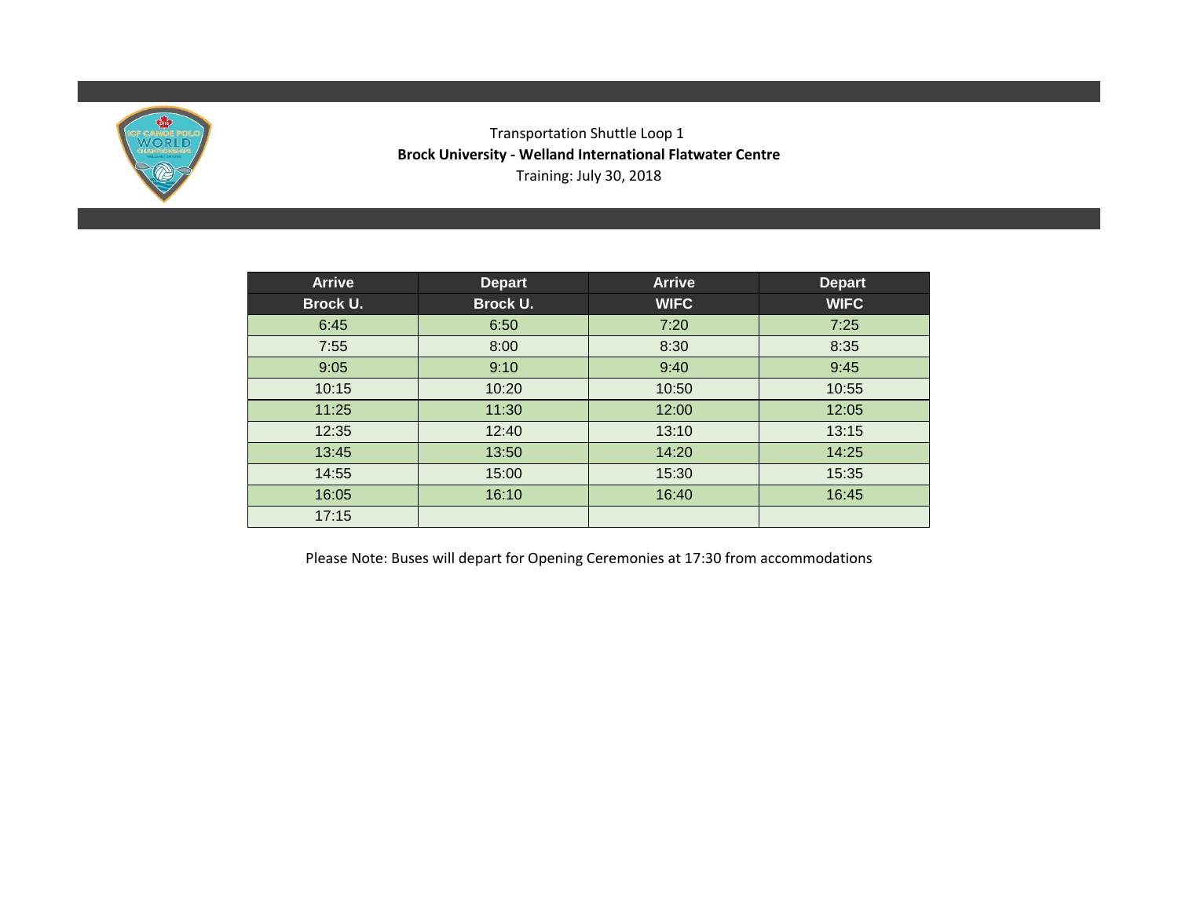Transportation Shuttle Loop 1

**Brock University - Welland International Flatwater Centre**

Training: July 30, 2018

| Arrive Brock U. | Depart Brock U. | Arrive WIFC | Depart WIFC |
|---|---|---|---|
| 6:45 | 6:50 | 7:20 | 7:25 |
| 7:55 | 8:00 | 8:30 | 8:35 |
| 9:05 | 9:10 | 9:40 | 9:45 |
| 10:15 | 10:20 | 10:50 | 10:55 |
| 11:25 | 11:30 | 12:00 | 12:05 |
| 12:35 | 12:40 | 13:10 | 13:15 |
| 13:45 | 13:50 | 14:20 | 14:25 |
| 14:55 | 15:00 | 15:30 | 15:35 |
| 16:05 | 16:10 | 16:40 | 16:45 |
| 17:15 | | | |

Please Note: Buses will depart for Opening Ceremonies at 17:30 from accommodations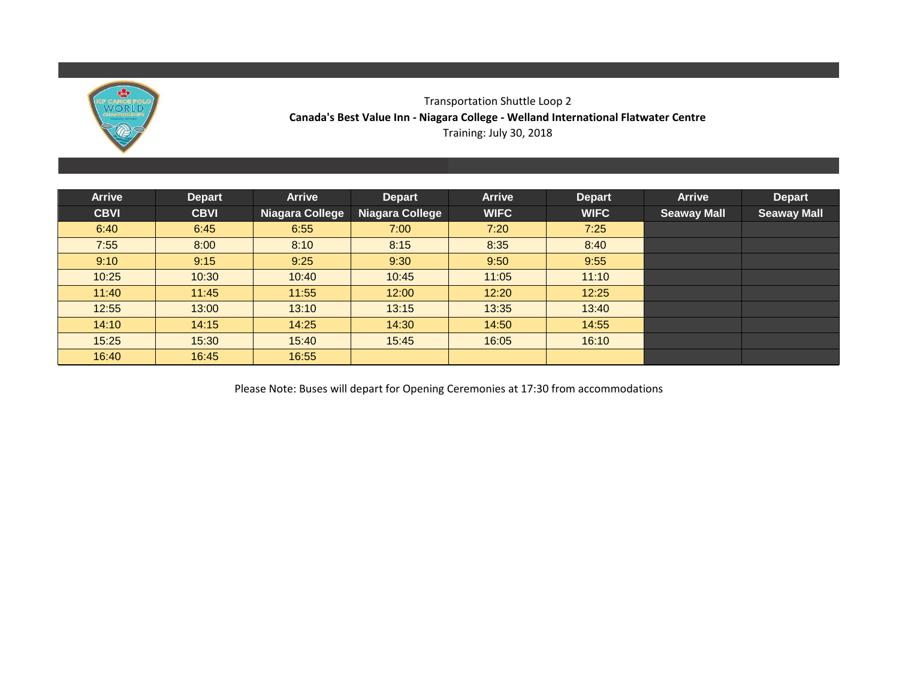Transportation Shuttle Loop 2

**Canada's Best Value Inn - Niagara College - Welland International Flatwater Centre**

Training: July 30, 2018

| Arrive CBVI | Depart CBVI | Arrive Niagara College | Depart Niagara College | Arrive WIFC | Depart WIFC | Arrive Seaway Mall | Depart Seaway Mall |
|---|---|---|---|---|---|---|---|
| 6:40 | 6:45 | 6:55 | 7:00 | 7:20 | 7:25 | | |
| 7:55 | 8:00 | 8:10 | 8:15 | 8:35 | 8:40 | | |
| 9:10 | 9:15 | 9:25 | 9:30 | 9:50 | 9:55 | | |
| 10:25 | 10:30 | 10:40 | 10:45 | 11:05 | 11:10 | | |
| 11:40 | 11:45 | 11:55 | 12:00 | 12:20 | 12:25 | | |
| 12:55 | 13:00 | 13:10 | 13:15 | 13:35 | 13:40 | | |
| 14:10 | 14:15 | 14:25 | 14:30 | 14:50 | 14:55 | | |
| 15:25 | 15:30 | 15:40 | 15:45 | 16:05 | 16:10 | | |
| 16:40 | 16:45 | 16:55 | | | | | |

Please Note: Buses will depart for Opening Ceremonies at 17:30 from accommodations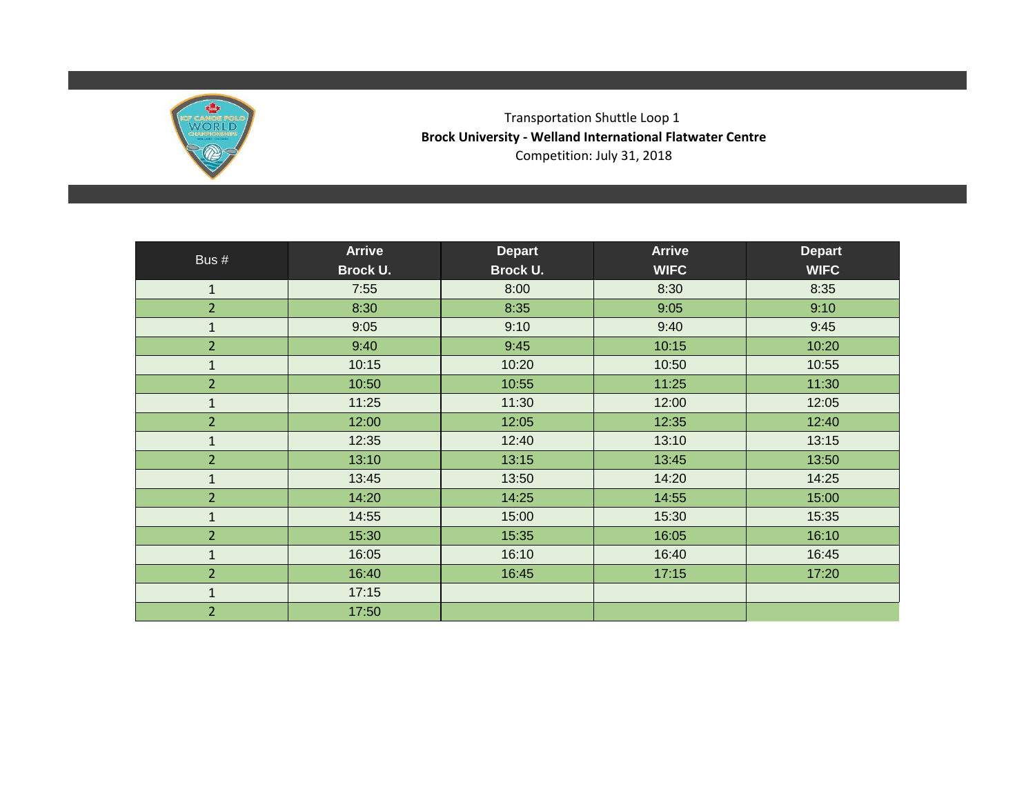Transportation Shuttle Loop 1

**Brock University - Welland International Flatwater Centre**

Competition: July 31, 2018

| Bus # | Arrive Brock U. | Depart Brock U. | Arrive WIFC | Depart WIFC |
|---|---|---|---|---|
| 1 | 7:55 | 8:00 | 8:30 | 8:35 |
| 2 | 8:30 | 8:35 | 9:05 | 9:10 |
| 1 | 9:05 | 9:10 | 9:40 | 9:45 |
| 2 | 9:40 | 9:45 | 10:15 | 10:20 |
| 1 | 10:15 | 10:20 | 10:50 | 10:55 |
| 2 | 10:50 | 10:55 | 11:25 | 11:30 |
| 1 | 11:25 | 11:30 | 12:00 | 12:05 |
| 2 | 12:00 | 12:05 | 12:35 | 12:40 |
| 1 | 12:35 | 12:40 | 13:10 | 13:15 |
| 2 | 13:10 | 13:15 | 13:45 | 13:50 |
| 1 | 13:45 | 13:50 | 14:20 | 14:25 |
| 2 | 14:20 | 14:25 | 14:55 | 15:00 |
| 1 | 14:55 | 15:00 | 15:30 | 15:35 |
| 2 | 15:30 | 15:35 | 16:05 | 16:10 |
| 1 | 16:05 | 16:10 | 16:40 | 16:45 |
| 2 | 16:40 | 16:45 | 17:15 | 17:20 |
| 1 | 17:15 | | | |
| 2 | 17:50 | | | |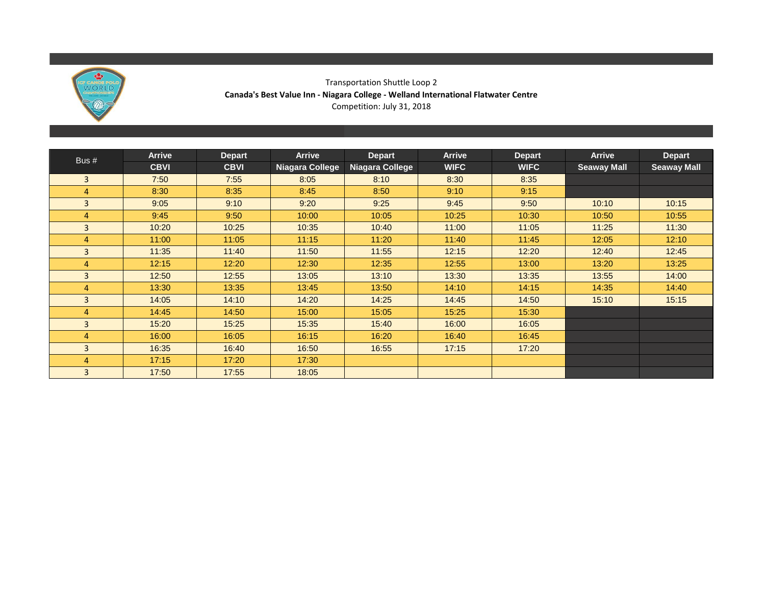Transportation Shuttle Loop 2

**Canada's Best Value Inn - Niagara College - Welland International Flatwater Centre**

Competition: July 31, 2018

| Bus # | Arrive CBVI | Depart CBVI | Arrive Niagara College | Depart Niagara College | Arrive WIFC | Depart WIFC | Arrive Seaway Mall | Depart Seaway Mall |
|---|---|---|---|---|---|---|---|---|
| 3 | 7:50 | 7:55 | 8:05 | 8:10 | 8:30 | 8:35 | | |
| 4 | 8:30 | 8:35 | 8:45 | 8:50 | 9:10 | 9:15 | | |
| 3 | 9:05 | 9:10 | 9:20 | 9:25 | 9:45 | 9:50 | 10:10 | 10:15 |
| 4 | 9:45 | 9:50 | 10:00 | 10:05 | 10:25 | 10:30 | 10:50 | 10:55 |
| 3 | 10:20 | 10:25 | 10:35 | 10:40 | 11:00 | 11:05 | 11:25 | 11:30 |
| 4 | 11:00 | 11:05 | 11:15 | 11:20 | 11:40 | 11:45 | 12:05 | 12:10 |
| 3 | 11:35 | 11:40 | 11:50 | 11:55 | 12:15 | 12:20 | 12:40 | 12:45 |
| 4 | 12:15 | 12:20 | 12:30 | 12:35 | 12:55 | 13:00 | 13:20 | 13:25 |
| 3 | 12:50 | 12:55 | 13:05 | 13:10 | 13:30 | 13:35 | 13:55 | 14:00 |
| 4 | 13:30 | 13:35 | 13:45 | 13:50 | 14:10 | 14:15 | 14:35 | 14:40 |
| 3 | 14:05 | 14:10 | 14:20 | 14:25 | 14:45 | 14:50 | 15:10 | 15:15 |
| 4 | 14:45 | 14:50 | 15:00 | 15:05 | 15:25 | 15:30 | | |
| 3 | 15:20 | 15:25 | 15:35 | 15:40 | 16:00 | 16:05 | | |
| 4 | 16:00 | 16:05 | 16:15 | 16:20 | 16:40 | 16:45 | | |
| 3 | 16:35 | 16:40 | 16:50 | 16:55 | 17:15 | 17:20 | | |
| 4 | 17:15 | 17:20 | 17:30 | | | | | |
| 3 | 17:50 | 17:55 | 18:05 | | | | | |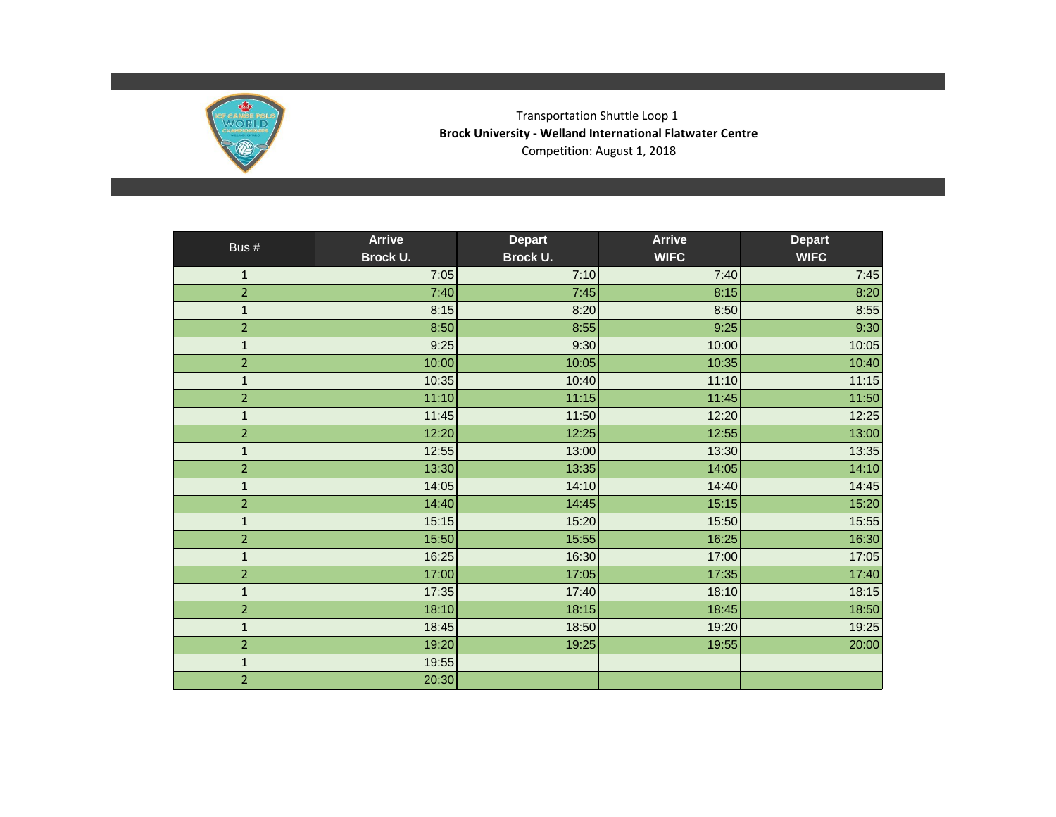Transportation Shuttle Loop 1

**Brock University - Welland International Flatwater Centre**

Competition: August 1, 2018

| Bus # | Arrive Brock U. | Depart Brock U. | Arrive WIFC | Depart WIFC |
|---|---|---|---|---|
| 1 | 7:05 | 7:10 | 7:40 | 7:45 |
| 2 | 7:40 | 7:45 | 8:15 | 8:20 |
| 1 | 8:15 | 8:20 | 8:50 | 8:55 |
| 2 | 8:50 | 8:55 | 9:25 | 9:30 |
| 1 | 9:25 | 9:30 | 10:00 | 10:05 |
| 2 | 10:00 | 10:05 | 10:35 | 10:40 |
| 1 | 10:35 | 10:40 | 11:10 | 11:15 |
| 2 | 11:10 | 11:15 | 11:45 | 11:50 |
| 1 | 11:45 | 11:50 | 12:20 | 12:25 |
| 2 | 12:20 | 12:25 | 12:55 | 13:00 |
| 1 | 12:55 | 13:00 | 13:30 | 13:35 |
| 2 | 13:30 | 13:35 | 14:05 | 14:10 |
| 1 | 14:05 | 14:10 | 14:40 | 14:45 |
| 2 | 14:40 | 14:45 | 15:15 | 15:20 |
| 1 | 15:15 | 15:20 | 15:50 | 15:55 |
| 2 | 15:50 | 15:55 | 16:25 | 16:30 |
| 1 | 16:25 | 16:30 | 17:00 | 17:05 |
| 2 | 17:00 | 17:05 | 17:35 | 17:40 |
| 1 | 17:35 | 17:40 | 18:10 | 18:15 |
| 2 | 18:10 | 18:15 | 18:45 | 18:50 |
| 1 | 18:45 | 18:50 | 19:20 | 19:25 |
| 2 | 19:20 | 19:25 | 19:55 | 20:00 |
| 1 | 19:55 | | | |
| 2 | 20:30 | | | |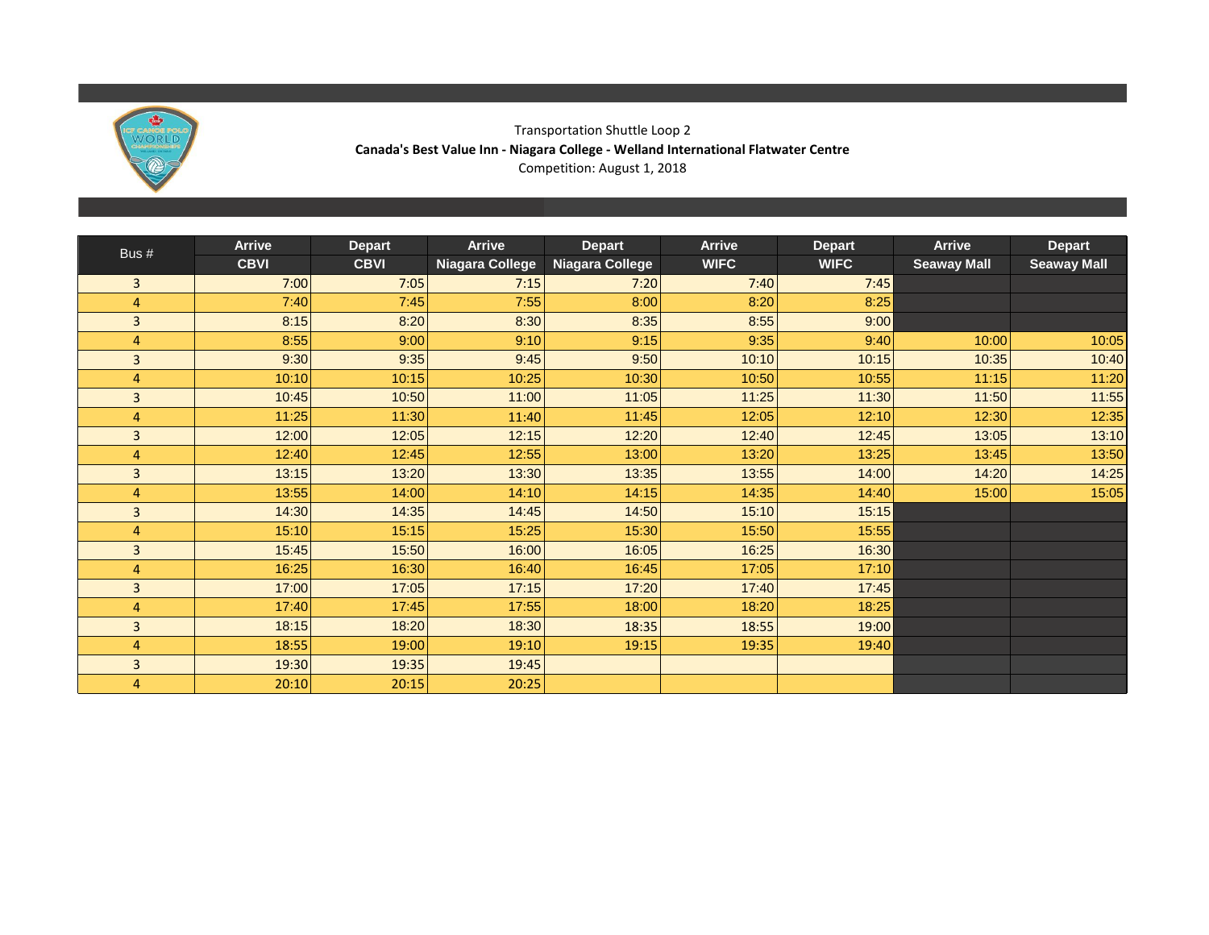Transportation Shuttle Loop 2

**Canada's Best Value Inn - Niagara College - Welland International Flatwater Centre**

Competition: August 1, 2018

| Bus # | Arrive CBVI | Depart CBVI | Arrive Niagara College | Depart Niagara College | Arrive WIFC | Depart WIFC | Arrive Seaway Mall | Depart Seaway Mall |
|---|---|---|---|---|---|---|---|---|
| 3 | 7:00 | 7:05 | 7:15 | 7:20 | 7:40 | 7:45 | | |
| 4 | 7:40 | 7:45 | 7:55 | 8:00 | 8:20 | 8:25 | | |
| 3 | 8:15 | 8:20 | 8:30 | 8:35 | 8:55 | 9:00 | | |
| 4 | 8:55 | 9:00 | 9:10 | 9:15 | 9:35 | 9:40 | 10:00 | 10:05 |
| 3 | 9:30 | 9:35 | 9:45 | 9:50 | 10:10 | 10:15 | 10:35 | 10:40 |
| 4 | 10:10 | 10:15 | 10:25 | 10:30 | 10:50 | 10:55 | 11:15 | 11:20 |
| 3 | 10:45 | 10:50 | 11:00 | 11:05 | 11:25 | 11:30 | 11:50 | 11:55 |
| 4 | 11:25 | 11:30 | 11:40 | 11:45 | 12:05 | 12:10 | 12:30 | 12:35 |
| 3 | 12:00 | 12:05 | 12:15 | 12:20 | 12:40 | 12:45 | 13:05 | 13:10 |
| 4 | 12:40 | 12:45 | 12:55 | 13:00 | 13:20 | 13:25 | 13:45 | 13:50 |
| 3 | 13:15 | 13:20 | 13:30 | 13:35 | 13:55 | 14:00 | 14:20 | 14:25 |
| 4 | 13:55 | 14:00 | 14:10 | 14:15 | 14:35 | 14:40 | 15:00 | 15:05 |
| 3 | 14:30 | 14:35 | 14:45 | 14:50 | 15:10 | 15:15 | | |
| 4 | 15:10 | 15:15 | 15:25 | 15:30 | 15:50 | 15:55 | | |
| 3 | 15:45 | 15:50 | 16:00 | 16:05 | 16:25 | 16:30 | | |
| 4 | 16:25 | 16:30 | 16:40 | 16:45 | 17:05 | 17:10 | | |
| 3 | 17:00 | 17:05 | 17:15 | 17:20 | 17:40 | 17:45 | | |
| 4 | 17:40 | 17:45 | 17:55 | 18:00 | 18:20 | 18:25 | | |
| 3 | 18:15 | 18:20 | 18:30 | 18:35 | 18:55 | 19:00 | | |
| 4 | 18:55 | 19:00 | 19:10 | 19:15 | 19:35 | 19:40 | | |
| 3 | 19:30 | 19:35 | 19:45 | | | | | |
| 4 | 20:10 | 20:15 | 20:25 | | | | | |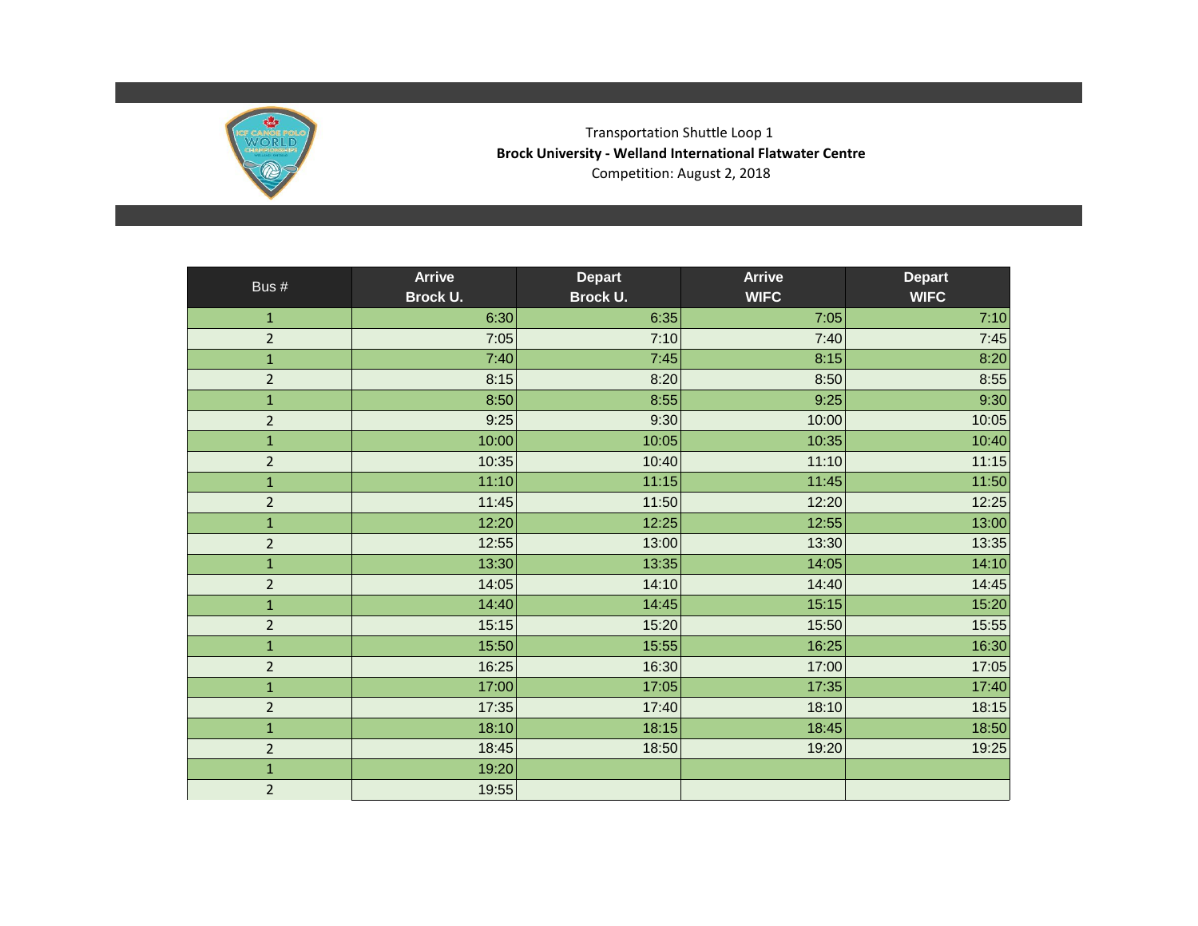Transportation Shuttle Loop 1

**Brock University - Welland International Flatwater Centre**

Competition: August 2, 2018

| Bus # | Arrive Brock U. | Depart Brock U. | Arrive WIFC | Depart WIFC |
|---|---|---|---|---|
| 1 | 6:30 | 6:35 | 7:05 | 7:10 |
| 2 | 7:05 | 7:10 | 7:40 | 7:45 |
| 1 | 7:40 | 7:45 | 8:15 | 8:20 |
| 2 | 8:15 | 8:20 | 8:50 | 8:55 |
| 1 | 8:50 | 8:55 | 9:25 | 9:30 |
| 2 | 9:25 | 9:30 | 10:00 | 10:05 |
| 1 | 10:00 | 10:05 | 10:35 | 10:40 |
| 2 | 10:35 | 10:40 | 11:10 | 11:15 |
| 1 | 11:10 | 11:15 | 11:45 | 11:50 |
| 2 | 11:45 | 11:50 | 12:20 | 12:25 |
| 1 | 12:20 | 12:25 | 12:55 | 13:00 |
| 2 | 12:55 | 13:00 | 13:30 | 13:35 |
| 1 | 13:30 | 13:35 | 14:05 | 14:10 |
| 2 | 14:05 | 14:10 | 14:40 | 14:45 |
| 1 | 14:40 | 14:45 | 15:15 | 15:20 |
| 2 | 15:15 | 15:20 | 15:50 | 15:55 |
| 1 | 15:50 | 15:55 | 16:25 | 16:30 |
| 2 | 16:25 | 16:30 | 17:00 | 17:05 |
| 1 | 17:00 | 17:05 | 17:35 | 17:40 |
| 2 | 17:35 | 17:40 | 18:10 | 18:15 |
| 1 | 18:10 | 18:15 | 18:45 | 18:50 |
| 2 | 18:45 | 18:50 | 19:20 | 19:25 |
| 1 | 19:20 | | | |
| 2 | 19:55 | | | |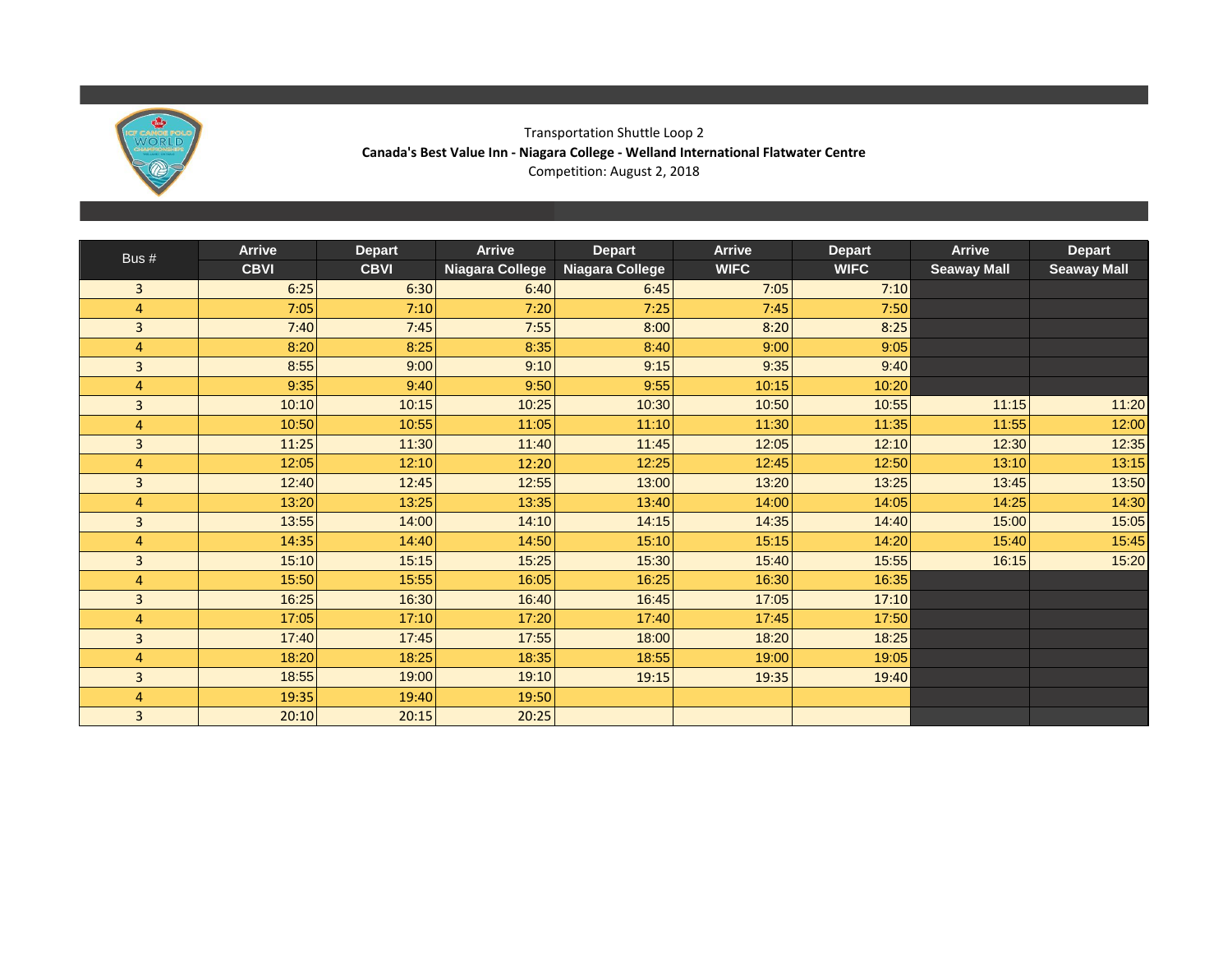Transportation Shuttle Loop 2

**Canada's Best Value Inn - Niagara College - Welland International Flatwater Centre**

Competition: August 2, 2018

| Bus # | Arrive CBVI | Depart CBVI | Arrive Niagara College | Depart Niagara College | Arrive WIFC | Depart WIFC | Arrive Seaway Mall | Depart Seaway Mall |
|---|---|---|---|---|---|---|---|---|
| 3 | 6:25 | 6:30 | 6:40 | 6:45 | 7:05 | 7:10 | | |
| 4 | 7:05 | 7:10 | 7:20 | 7:25 | 7:45 | 7:50 | | |
| 3 | 7:40 | 7:45 | 7:55 | 8:00 | 8:20 | 8:25 | | |
| 4 | 8:20 | 8:25 | 8:35 | 8:40 | 9:00 | 9:05 | | |
| 3 | 8:55 | 9:00 | 9:10 | 9:15 | 9:35 | 9:40 | | |
| 4 | 9:35 | 9:40 | 9:50 | 9:55 | 10:15 | 10:20 | | |
| 3 | 10:10 | 10:15 | 10:25 | 10:30 | 10:50 | 10:55 | 11:15 | 11:20 |
| 4 | 10:50 | 10:55 | 11:05 | 11:10 | 11:30 | 11:35 | 11:55 | 12:00 |
| 3 | 11:25 | 11:30 | 11:40 | 11:45 | 12:05 | 12:10 | 12:30 | 12:35 |
| 4 | 12:05 | 12:10 | 12:20 | 12:25 | 12:45 | 12:50 | 13:10 | 13:15 |
| 3 | 12:40 | 12:45 | 12:55 | 13:00 | 13:20 | 13:25 | 13:45 | 13:50 |
| 4 | 13:20 | 13:25 | 13:35 | 13:40 | 14:00 | 14:05 | 14:25 | 14:30 |
| 3 | 13:55 | 14:00 | 14:10 | 14:15 | 14:35 | 14:40 | 15:00 | 15:05 |
| 4 | 14:35 | 14:40 | 14:50 | 15:10 | 15:15 | 14:20 | 15:40 | 15:45 |
| 3 | 15:10 | 15:15 | 15:25 | 15:30 | 15:40 | 15:55 | 16:15 | 15:20 |
| 4 | 15:50 | 15:55 | 16:05 | 16:25 | 16:30 | 16:35 | | |
| 3 | 16:25 | 16:30 | 16:40 | 16:45 | 17:05 | 17:10 | | |
| 4 | 17:05 | 17:10 | 17:20 | 17:40 | 17:45 | 17:50 | | |
| 3 | 17:40 | 17:45 | 17:55 | 18:00 | 18:20 | 18:25 | | |
| 4 | 18:20 | 18:25 | 18:35 | 18:55 | 19:00 | 19:05 | | |
| 3 | 18:55 | 19:00 | 19:10 | 19:15 | 19:35 | 19:40 | | |
| 4 | 19:35 | 19:40 | 19:50 | | | | | |
| 3 | 20:10 | 20:15 | 20:25 | | | | | |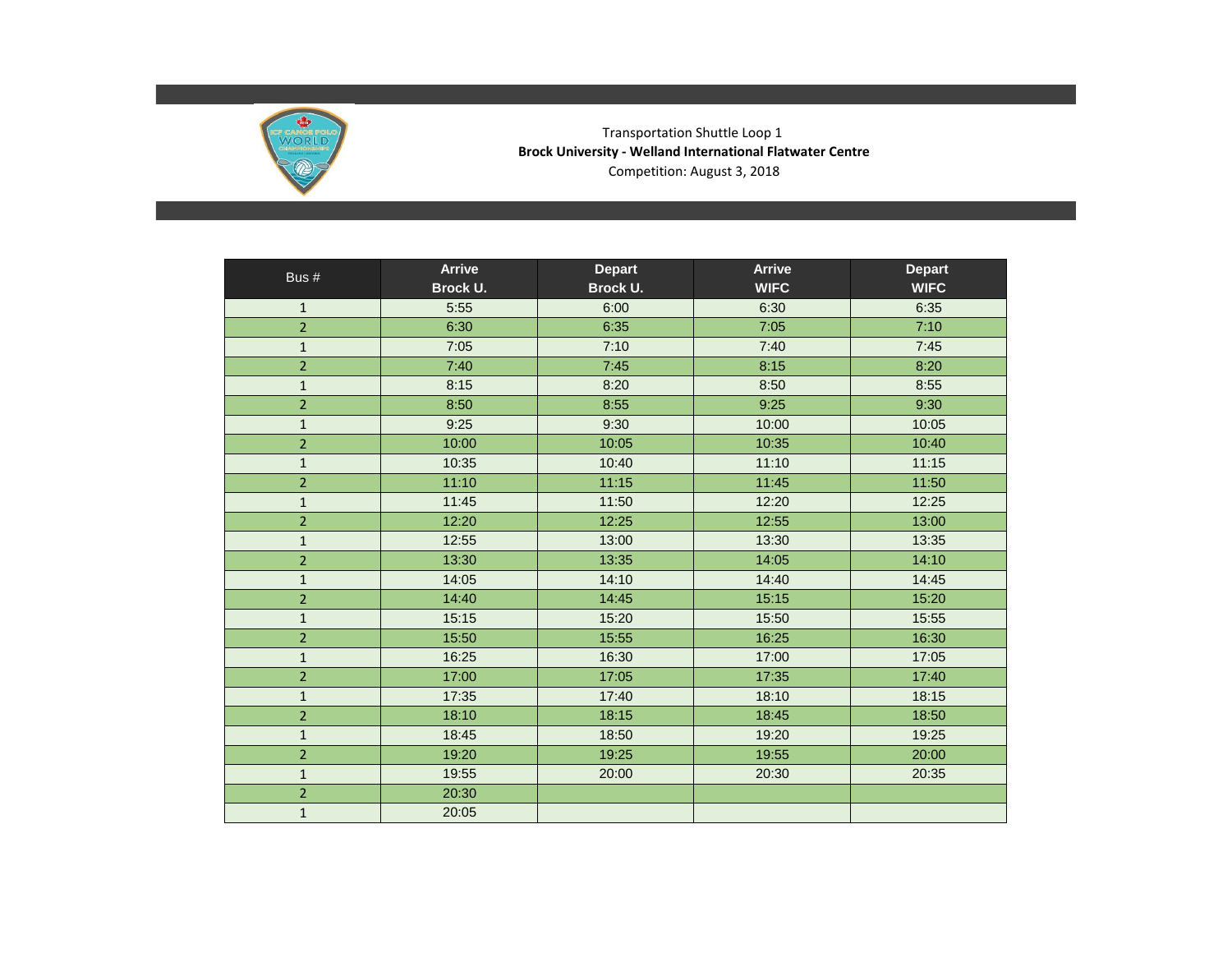Transportation Shuttle Loop 1

**Brock University - Welland International Flatwater Centre**

Competition: August 3, 2018

| Bus # | Arrive Brock U. | Depart Brock U. | Arrive WIFC | Depart WIFC |
|---|---|---|---|---|
| 1 | 5:55 | 6:00 | 6:30 | 6:35 |
| 2 | 6:30 | 6:35 | 7:05 | 7:10 |
| 1 | 7:05 | 7:10 | 7:40 | 7:45 |
| 2 | 7:40 | 7:45 | 8:15 | 8:20 |
| 1 | 8:15 | 8:20 | 8:50 | 8:55 |
| 2 | 8:50 | 8:55 | 9:25 | 9:30 |
| 1 | 9:25 | 9:30 | 10:00 | 10:05 |
| 2 | 10:00 | 10:05 | 10:35 | 10:40 |
| 1 | 10:35 | 10:40 | 11:10 | 11:15 |
| 2 | 11:10 | 11:15 | 11:45 | 11:50 |
| 1 | 11:45 | 11:50 | 12:20 | 12:25 |
| 2 | 12:20 | 12:25 | 12:55 | 13:00 |
| 1 | 12:55 | 13:00 | 13:30 | 13:35 |
| 2 | 13:30 | 13:35 | 14:05 | 14:10 |
| 1 | 14:05 | 14:10 | 14:40 | 14:45 |
| 2 | 14:40 | 14:45 | 15:15 | 15:20 |
| 1 | 15:15 | 15:20 | 15:50 | 15:55 |
| 2 | 15:50 | 15:55 | 16:25 | 16:30 |
| 1 | 16:25 | 16:30 | 17:00 | 17:05 |
| 2 | 17:00 | 17:05 | 17:35 | 17:40 |
| 1 | 17:35 | 17:40 | 18:10 | 18:15 |
| 2 | 18:10 | 18:15 | 18:45 | 18:50 |
| 1 | 18:45 | 18:50 | 19:20 | 19:25 |
| 2 | 19:20 | 19:25 | 19:55 | 20:00 |
| 1 | 19:55 | 20:00 | 20:30 | 20:35 |
| 2 | 20:30 | | | |
| 1 | 20:05 | | | |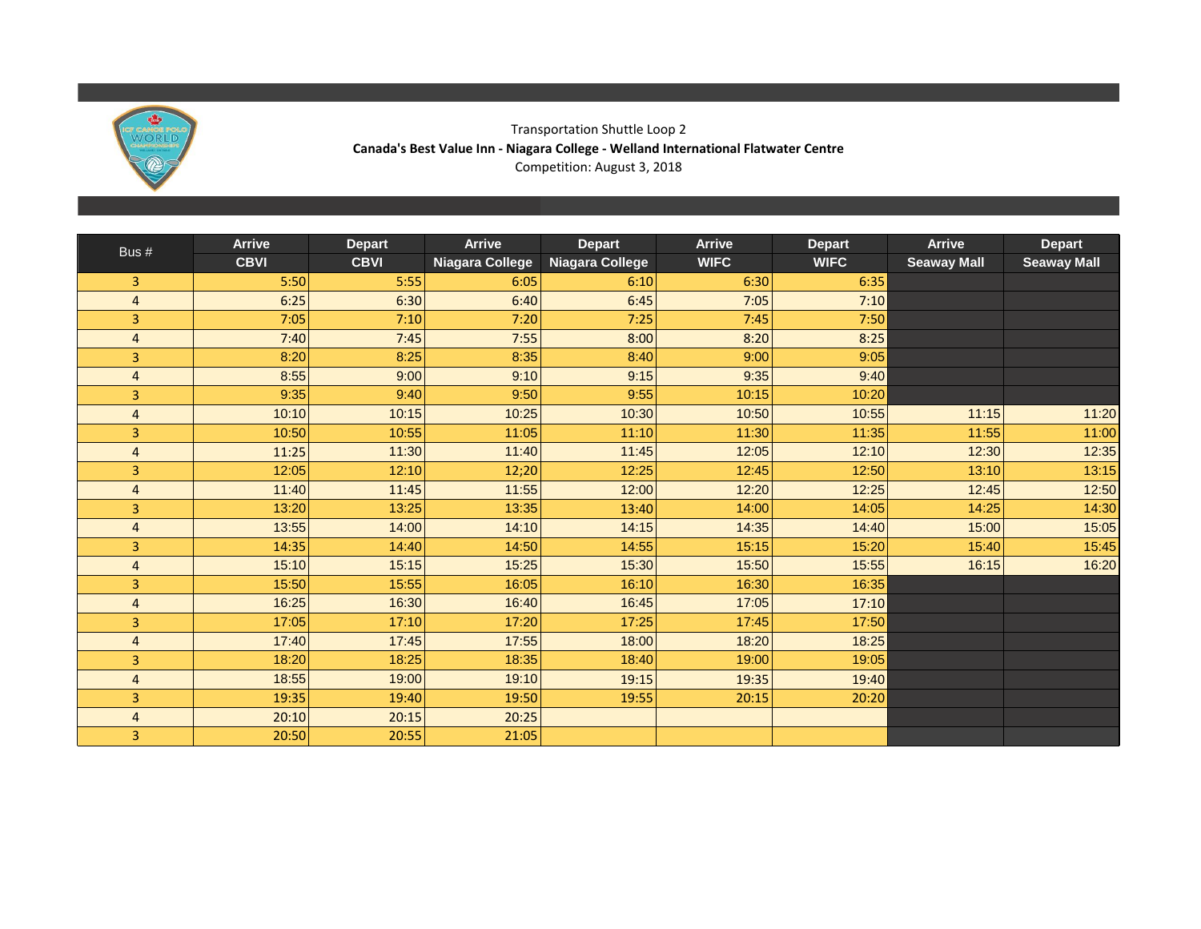Transportation Shuttle Loop 2

**Canada's Best Value Inn - Niagara College - Welland International Flatwater Centre**

Competition: August 3, 2018

| Bus # | Arrive CBVI | Depart CBVI | Arrive Niagara College | Depart Niagara College | Arrive WIFC | Depart WIFC | Arrive Seaway Mall | Depart Seaway Mall |
|---|---|---|---|---|---|---|---|---|
| 3 | 5:50 | 5:55 | 6:05 | 6:10 | 6:30 | 6:35 | | |
| 4 | 6:25 | 6:30 | 6:40 | 6:45 | 7:05 | 7:10 | | |
| 3 | 7:05 | 7:10 | 7:20 | 7:25 | 7:45 | 7:50 | | |
| 4 | 7:40 | 7:45 | 7:55 | 8:00 | 8:20 | 8:25 | | |
| 3 | 8:20 | 8:25 | 8:35 | 8:40 | 9:00 | 9:05 | | |
| 4 | 8:55 | 9:00 | 9:10 | 9:15 | 9:35 | 9:40 | | |
| 3 | 9:35 | 9:40 | 9:50 | 9:55 | 10:15 | 10:20 | | |
| 4 | 10:10 | 10:15 | 10:25 | 10:30 | 10:50 | 10:55 | 11:15 | 11:20 |
| 3 | 10:50 | 10:55 | 11:05 | 11:10 | 11:30 | 11:35 | 11:55 | 11:00 |
| 4 | 11:25 | 11:30 | 11:40 | 11:45 | 12:05 | 12:10 | 12:30 | 12:35 |
| 3 | 12:05 | 12:10 | 12;20 | 12:25 | 12:45 | 12:50 | 13:10 | 13:15 |
| 4 | 11:40 | 11:45 | 11:55 | 12:00 | 12:20 | 12:25 | 12:45 | 12:50 |
| 3 | 13:20 | 13:25 | 13:35 | 13:40 | 14:00 | 14:05 | 14:25 | 14:30 |
| 4 | 13:55 | 14:00 | 14:10 | 14:15 | 14:35 | 14:40 | 15:00 | 15:05 |
| 3 | 14:35 | 14:40 | 14:50 | 14:55 | 15:15 | 15:20 | 15:40 | 15:45 |
| 4 | 15:10 | 15:15 | 15:25 | 15:30 | 15:50 | 15:55 | 16:15 | 16:20 |
| 3 | 15:50 | 15:55 | 16:05 | 16:10 | 16:30 | 16:35 | | |
| 4 | 16:25 | 16:30 | 16:40 | 16:45 | 17:05 | 17:10 | | |
| 3 | 17:05 | 17:10 | 17:20 | 17:25 | 17:45 | 17:50 | | |
| 4 | 17:40 | 17:45 | 17:55 | 18:00 | 18:20 | 18:25 | | |
| 3 | 18:20 | 18:25 | 18:35 | 18:40 | 19:00 | 19:05 | | |
| 4 | 18:55 | 19:00 | 19:10 | 19:15 | 19:35 | 19:40 | | |
| 3 | 19:35 | 19:40 | 19:50 | 19:55 | 20:15 | 20:20 | | |
| 4 | 20:10 | 20:15 | 20:25 | | | | | |
| 3 | 20:50 | 20:55 | 21:05 | | | | | |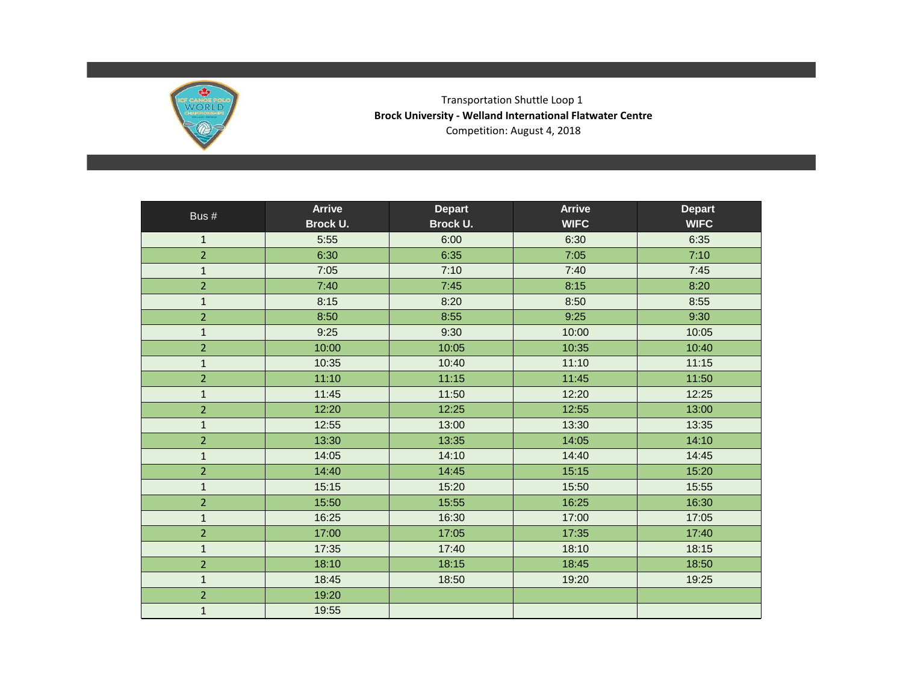Transportation Shuttle Loop 1

**Brock University - Welland International Flatwater Centre**

Competition: August 4, 2018

| Bus # | Arrive Brock U. | Depart Brock U. | Arrive WIFC | Depart WIFC |
|---|---|---|---|---|
| 1 | 5:55 | 6:00 | 6:30 | 6:35 |
| 2 | 6:30 | 6:35 | 7:05 | 7:10 |
| 1 | 7:05 | 7:10 | 7:40 | 7:45 |
| 2 | 7:40 | 7:45 | 8:15 | 8:20 |
| 1 | 8:15 | 8:20 | 8:50 | 8:55 |
| 2 | 8:50 | 8:55 | 9:25 | 9:30 |
| 1 | 9:25 | 9:30 | 10:00 | 10:05 |
| 2 | 10:00 | 10:05 | 10:35 | 10:40 |
| 1 | 10:35 | 10:40 | 11:10 | 11:15 |
| 2 | 11:10 | 11:15 | 11:45 | 11:50 |
| 1 | 11:45 | 11:50 | 12:20 | 12:25 |
| 2 | 12:20 | 12:25 | 12:55 | 13:00 |
| 1 | 12:55 | 13:00 | 13:30 | 13:35 |
| 2 | 13:30 | 13:35 | 14:05 | 14:10 |
| 1 | 14:05 | 14:10 | 14:40 | 14:45 |
| 2 | 14:40 | 14:45 | 15:15 | 15:20 |
| 1 | 15:15 | 15:20 | 15:50 | 15:55 |
| 2 | 15:50 | 15:55 | 16:25 | 16:30 |
| 1 | 16:25 | 16:30 | 17:00 | 17:05 |
| 2 | 17:00 | 17:05 | 17:35 | 17:40 |
| 1 | 17:35 | 17:40 | 18:10 | 18:15 |
| 2 | 18:10 | 18:15 | 18:45 | 18:50 |
| 1 | 18:45 | 18:50 | 19:20 | 19:25 |
| 2 | 19:20 | | | |
| 1 | 19:55 | | | |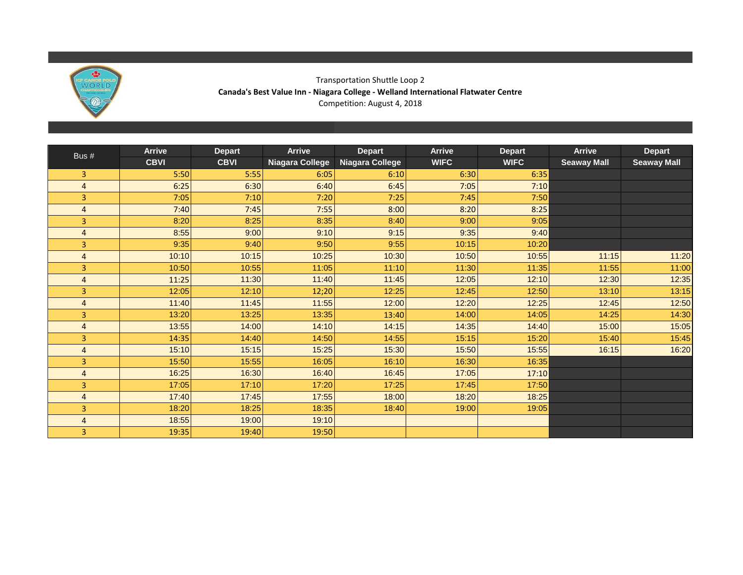Transportation Shuttle Loop 2

**Canada's Best Value Inn - Niagara College - Welland International Flatwater Centre**

Competition: August 4, 2018

| Bus # | Arrive CBVI | Depart CBVI | Arrive Niagara College | Depart Niagara College | Arrive WIFC | Depart WIFC | Arrive Seaway Mall | Depart Seaway Mall |
|---|---|---|---|---|---|---|---|---|
| 3 | 5:50 | 5:55 | 6:05 | 6:10 | 6:30 | 6:35 | | |
| 4 | 6:25 | 6:30 | 6:40 | 6:45 | 7:05 | 7:10 | | |
| 3 | 7:05 | 7:10 | 7:20 | 7:25 | 7:45 | 7:50 | | |
| 4 | 7:40 | 7:45 | 7:55 | 8:00 | 8:20 | 8:25 | | |
| 3 | 8:20 | 8:25 | 8:35 | 8:40 | 9:00 | 9:05 | | |
| 4 | 8:55 | 9:00 | 9:10 | 9:15 | 9:35 | 9:40 | | |
| 3 | 9:35 | 9:40 | 9:50 | 9:55 | 10:15 | 10:20 | | |
| 4 | 10:10 | 10:15 | 10:25 | 10:30 | 10:50 | 10:55 | 11:15 | 11:20 |
| 3 | 10:50 | 10:55 | 11:05 | 11:10 | 11:30 | 11:35 | 11:55 | 11:00 |
| 4 | 11:25 | 11:30 | 11:40 | 11:45 | 12:05 | 12:10 | 12:30 | 12:35 |
| 3 | 12:05 | 12:10 | 12;20 | 12:25 | 12:45 | 12:50 | 13:10 | 13:15 |
| 4 | 11:40 | 11:45 | 11:55 | 12:00 | 12:20 | 12:25 | 12:45 | 12:50 |
| 3 | 13:20 | 13:25 | 13:35 | 13:40 | 14:00 | 14:05 | 14:25 | 14:30 |
| 4 | 13:55 | 14:00 | 14:10 | 14:15 | 14:35 | 14:40 | 15:00 | 15:05 |
| 3 | 14:35 | 14:40 | 14:50 | 14:55 | 15:15 | 15:20 | 15:40 | 15:45 |
| 4 | 15:10 | 15:15 | 15:25 | 15:30 | 15:50 | 15:55 | 16:15 | 16:20 |
| 3 | 15:50 | 15:55 | 16:05 | 16:10 | 16:30 | 16:35 | | |
| 4 | 16:25 | 16:30 | 16:40 | 16:45 | 17:05 | 17:10 | | |
| 3 | 17:05 | 17:10 | 17:20 | 17:25 | 17:45 | 17:50 | | |
| 4 | 17:40 | 17:45 | 17:55 | 18:00 | 18:20 | 18:25 | | |
| 3 | 18:20 | 18:25 | 18:35 | 18:40 | 19:00 | 19:05 | | |
| 4 | 18:55 | 19:00 | 19:10 | | | | | |
| 3 | 19:35 | 19:40 | 19:50 | | | | | |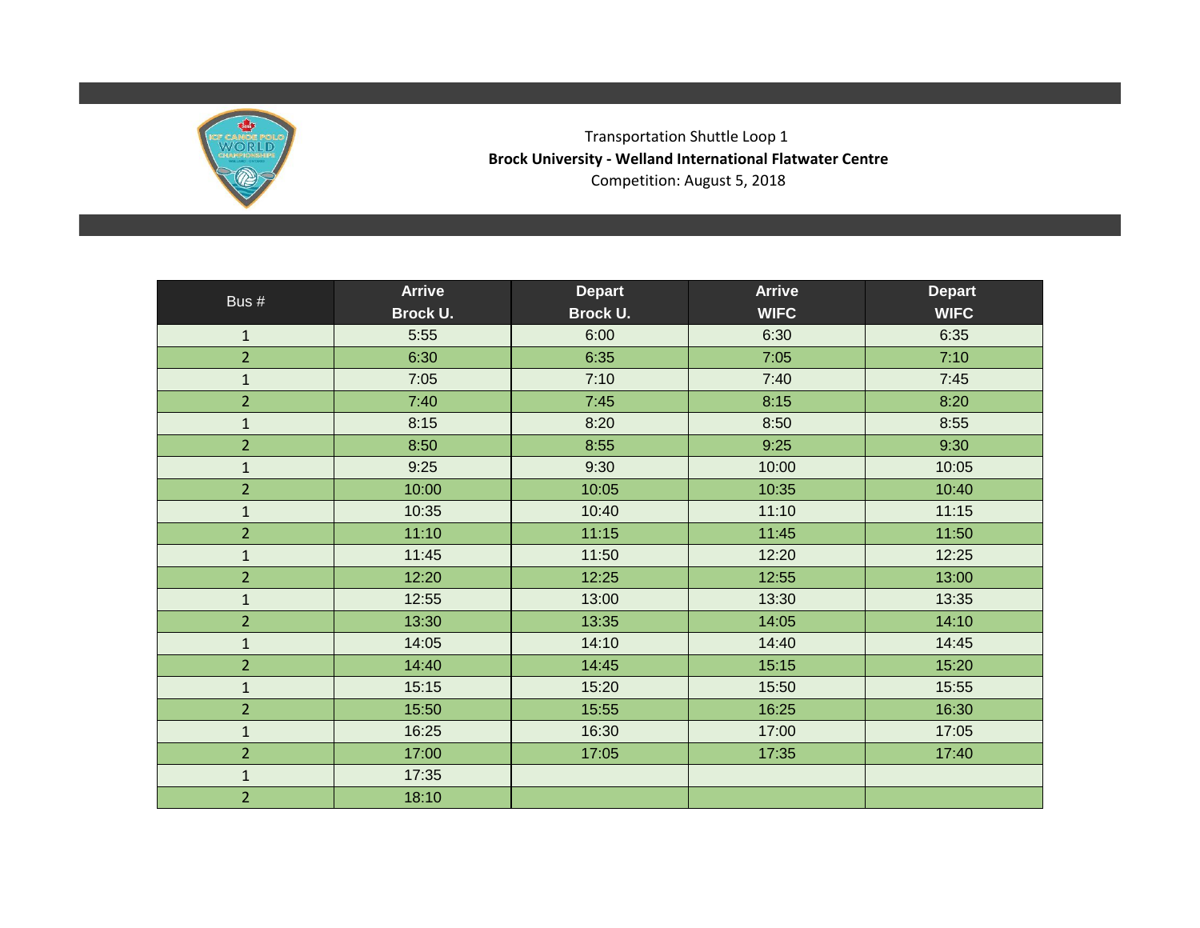Transportation Shuttle Loop 1

**Brock University - Welland International Flatwater Centre**

Competition: August 5, 2018

| Bus # | Arrive Brock U. | Depart Brock U. | Arrive WIFC | Depart WIFC |
|---|---|---|---|---|
| 1 | 5:55 | 6:00 | 6:30 | 6:35 |
| 2 | 6:30 | 6:35 | 7:05 | 7:10 |
| 1 | 7:05 | 7:10 | 7:40 | 7:45 |
| 2 | 7:40 | 7:45 | 8:15 | 8:20 |
| 1 | 8:15 | 8:20 | 8:50 | 8:55 |
| 2 | 8:50 | 8:55 | 9:25 | 9:30 |
| 1 | 9:25 | 9:30 | 10:00 | 10:05 |
| 2 | 10:00 | 10:05 | 10:35 | 10:40 |
| 1 | 10:35 | 10:40 | 11:10 | 11:15 |
| 2 | 11:10 | 11:15 | 11:45 | 11:50 |
| 1 | 11:45 | 11:50 | 12:20 | 12:25 |
| 2 | 12:20 | 12:25 | 12:55 | 13:00 |
| 1 | 12:55 | 13:00 | 13:30 | 13:35 |
| 2 | 13:30 | 13:35 | 14:05 | 14:10 |
| 1 | 14:05 | 14:10 | 14:40 | 14:45 |
| 2 | 14:40 | 14:45 | 15:15 | 15:20 |
| 1 | 15:15 | 15:20 | 15:50 | 15:55 |
| 2 | 15:50 | 15:55 | 16:25 | 16:30 |
| 1 | 16:25 | 16:30 | 17:00 | 17:05 |
| 2 | 17:00 | 17:05 | 17:35 | 17:40 |
| 1 | 17:35 | | | |
| 2 | 18:10 | | | |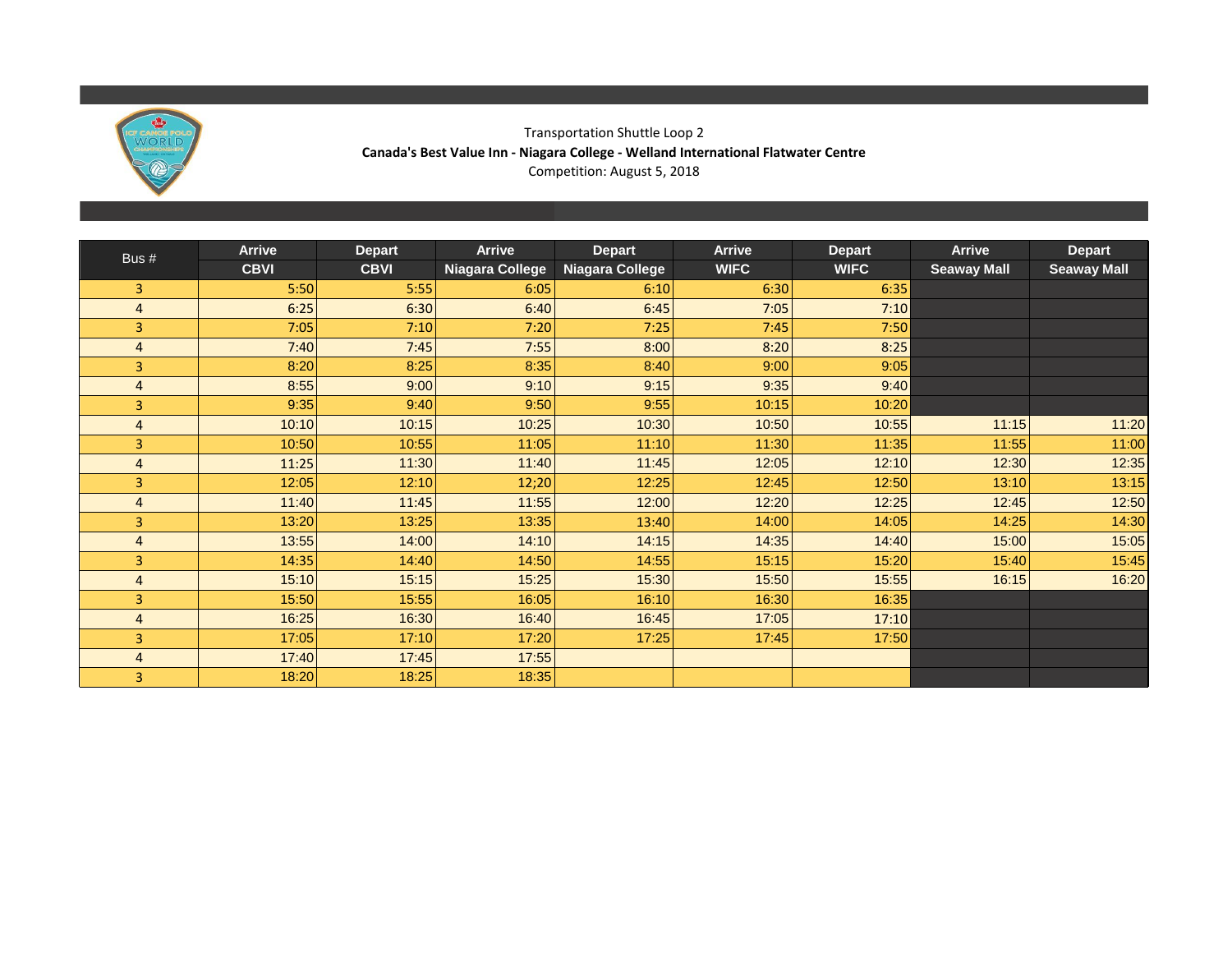Transportation Shuttle Loop 2

**Canada's Best Value Inn - Niagara College - Welland International Flatwater Centre**

Competition: August 5, 2018

| Bus # | Arrive CBVI | Depart CBVI | Arrive Niagara College | Depart Niagara College | Arrive WIFC | Depart WIFC | Arrive Seaway Mall | Depart Seaway Mall |
|---|---|---|---|---|---|---|---|---|
| 3 | 5:50 | 5:55 | 6:05 | 6:10 | 6:30 | 6:35 | | |
| 4 | 6:25 | 6:30 | 6:40 | 6:45 | 7:05 | 7:10 | | |
| 3 | 7:05 | 7:10 | 7:20 | 7:25 | 7:45 | 7:50 | | |
| 4 | 7:40 | 7:45 | 7:55 | 8:00 | 8:20 | 8:25 | | |
| 3 | 8:20 | 8:25 | 8:35 | 8:40 | 9:00 | 9:05 | | |
| 4 | 8:55 | 9:00 | 9:10 | 9:15 | 9:35 | 9:40 | | |
| 3 | 9:35 | 9:40 | 9:50 | 9:55 | 10:15 | 10:20 | | |
| 4 | 10:10 | 10:15 | 10:25 | 10:30 | 10:50 | 10:55 | 11:15 | 11:20 |
| 3 | 10:50 | 10:55 | 11:05 | 11:10 | 11:30 | 11:35 | 11:55 | 11:00 |
| 4 | 11:25 | 11:30 | 11:40 | 11:45 | 12:05 | 12:10 | 12:30 | 12:35 |
| 3 | 12:05 | 12:10 | 12;20 | 12:25 | 12:45 | 12:50 | 13:10 | 13:15 |
| 4 | 11:40 | 11:45 | 11:55 | 12:00 | 12:20 | 12:25 | 12:45 | 12:50 |
| 3 | 13:20 | 13:25 | 13:35 | 13:40 | 14:00 | 14:05 | 14:25 | 14:30 |
| 4 | 13:55 | 14:00 | 14:10 | 14:15 | 14:35 | 14:40 | 15:00 | 15:05 |
| 3 | 14:35 | 14:40 | 14:50 | 14:55 | 15:15 | 15:20 | 15:40 | 15:45 |
| 4 | 15:10 | 15:15 | 15:25 | 15:30 | 15:50 | 15:55 | 16:15 | 16:20 |
| 3 | 15:50 | 15:55 | 16:05 | 16:10 | 16:30 | 16:35 | | |
| 4 | 16:25 | 16:30 | 16:40 | 16:45 | 17:05 | 17:10 | | |
| 3 | 17:05 | 17:10 | 17:20 | 17:25 | 17:45 | 17:50 | | |
| 4 | 17:40 | 17:45 | 17:55 | | | | | |
| 3 | 18:20 | 18:25 | 18:35 | | | | | |